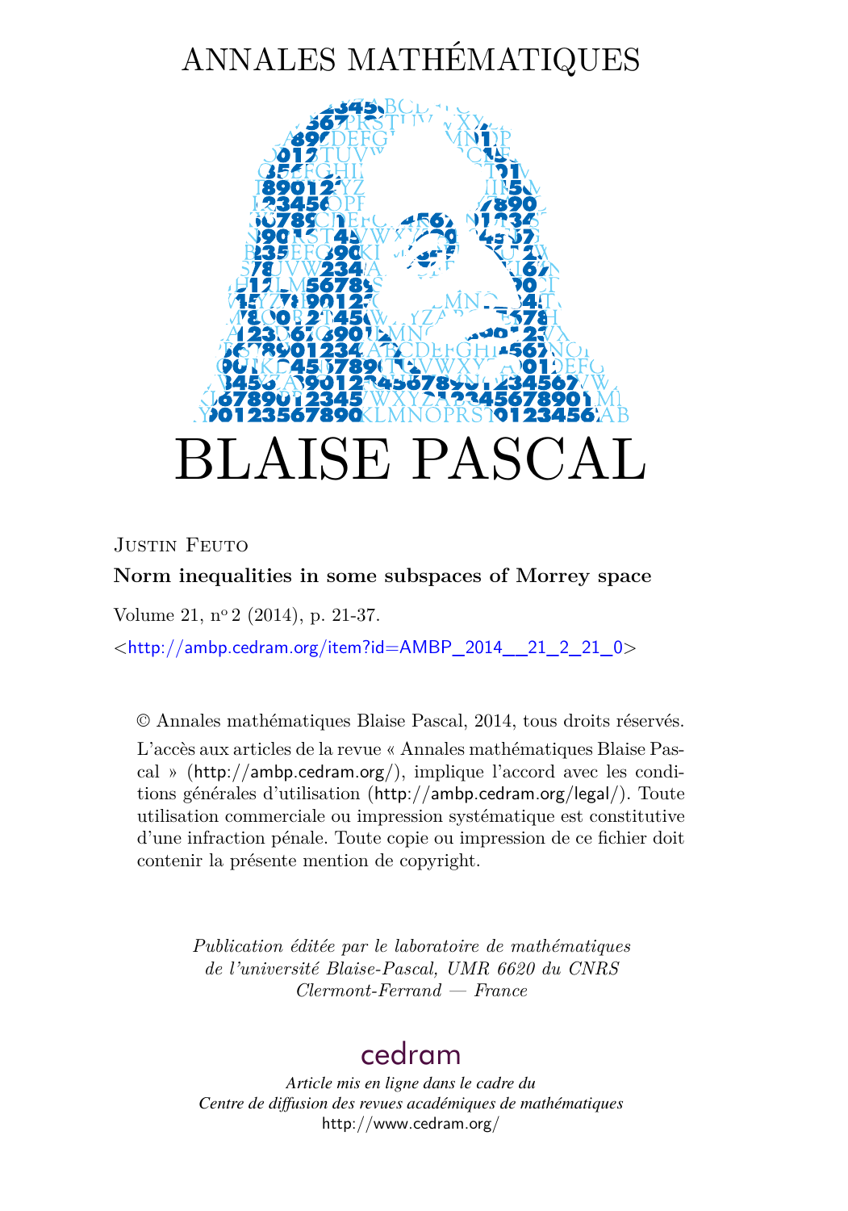# ANNALES MATHÉMATIQUES

# BLAISE PASCAL

Justin Feuto

**Norm inequalities in some subspaces of Morrey space**

Volume 21, n$^{o}$ 2 (2014), p. 21-37.

<http://ambp.cedram.org/item?id=AMBP_2014__21_2_21_0>

© Annales mathématiques Blaise Pascal, 2014, tous droits réservés.

L'accès aux articles de la revue « Annales mathématiques Blaise Pascal » (http://ambp.cedram.org/), implique l'accord avec les conditions générales d'utilisation (http://ambp.cedram.org/legal/). Toute utilisation commerciale ou impression systématique est constitutive d'une infraction pénale. Toute copie ou impression de ce fichier doit contenir la présente mention de copyright.

*Publication éditée par le laboratoire de mathématiques de l'université Blaise-Pascal, UMR 6620 du CNRS Clermont-Ferrand — France*

cedram

*Article mis en ligne dans le cadre du Centre de diffusion des revues académiques de mathématiques*
http://www.cedram.org/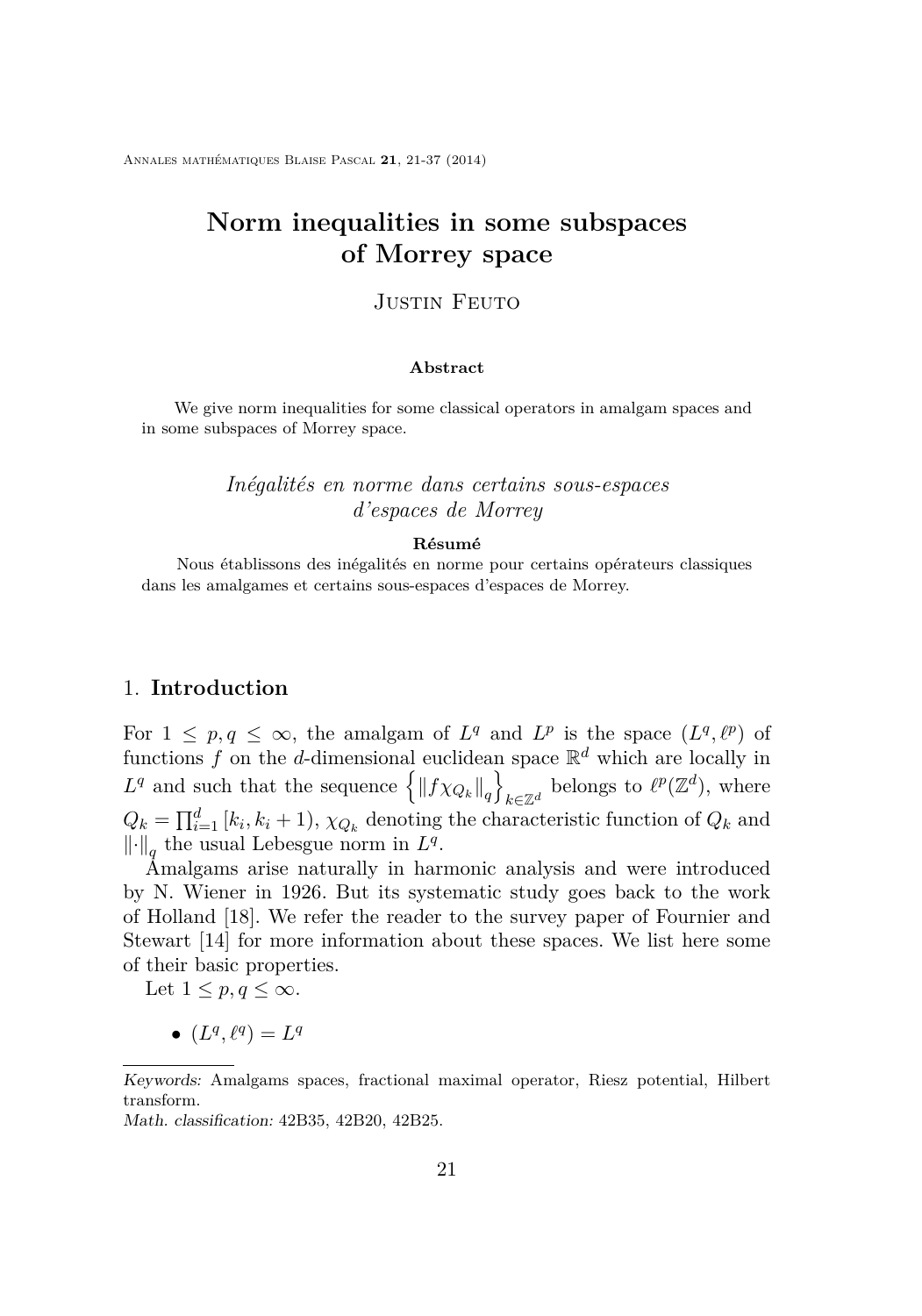# Norm inequalities in some subspaces of Morrey space

Justin Feuto

**Abstract**

We give norm inequalities for some classical operators in amalgam spaces and in some subspaces of Morrey space.

*Inégalités en norme dans certains sous-espaces d'espaces de Morrey*

**Résumé**

Nous établissons des inégalités en norme pour certains opérateurs classiques dans les amalgames et certains sous-espaces d'espaces de Morrey.

## 1. Introduction

For $1 \leq p, q \leq \infty$, the amalgam of $L^q$ and $L^p$ is the space $(L^q, \ell^p)$ of functions $f$ on the $d$-dimensional euclidean space $\mathbb{R}^d$ which are locally in $L^q$ and such that the sequence $\left\{\left\|f\chi_{Q_k}\right\|_q\right\}_{k\in\mathbb{Z}^d}$ belongs to $\ell^p(\mathbb{Z}^d)$, where $Q_k = \prod_{i=1}^{d}[k_i, k_i+1)$, $\chi_{Q_k}$ denoting the characteristic function of $Q_k$ and $\left\|\cdot\right\|_q$ the usual Lebesgue norm in $L^q$.

Amalgams arise naturally in harmonic analysis and were introduced by N. Wiener in 1926. But its systematic study goes back to the work of Holland [18]. We refer the reader to the survey paper of Fournier and Stewart [14] for more information about these spaces. We list here some of their basic properties.

Let $1 \leq p, q \leq \infty$.

- $(L^q, \ell^q) = L^q$

---

*Keywords:* Amalgams spaces, fractional maximal operator, Riesz potential, Hilbert transform.

*Math. classification:* 42B35, 42B20, 42B25.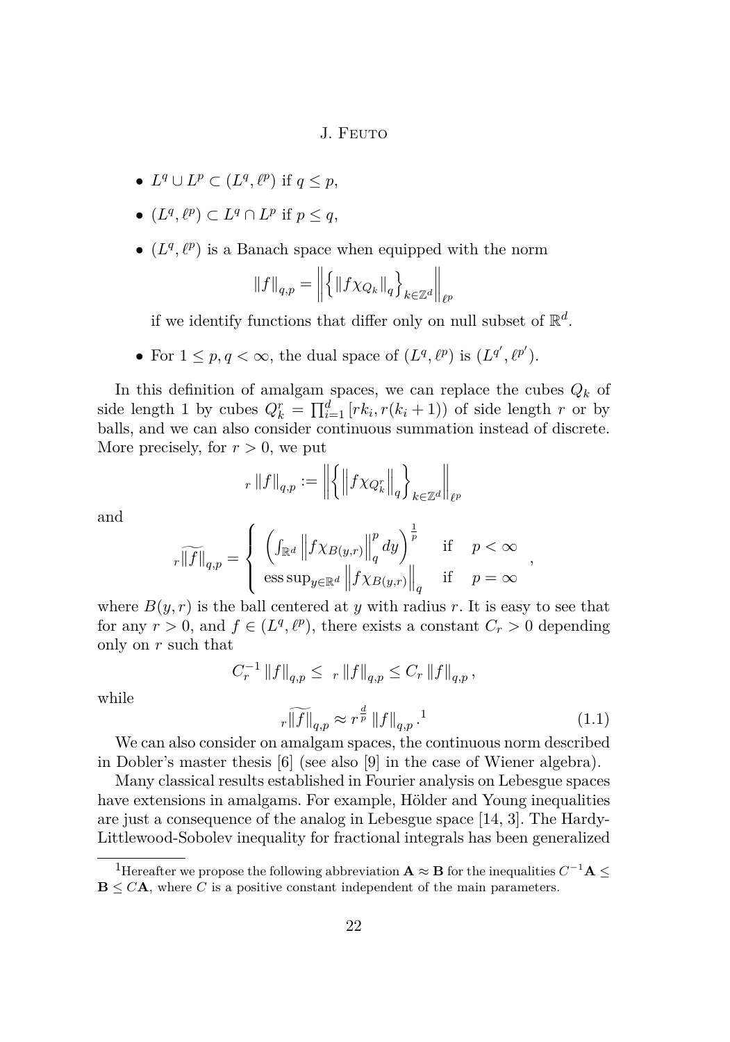- $L^q \cup L^p \subset (L^q, \ell^p)$ if $q \leq p$,
- $(L^q, \ell^p) \subset L^q \cap L^p$ if $p \leq q$,
- $(L^q, \ell^p)$ is a Banach space when equipped with the norm

$$\|f\|_{q,p} = \left\| \left\{ \|f\chi_{Q_k}\|_q \right\}_{k\in\mathbb{Z}^d} \right\|_{\ell^p}$$

  if we identify functions that differ only on null subset of $\mathbb{R}^d$.

- For $1 \leq p, q < \infty$, the dual space of $(L^q, \ell^p)$ is $(L^{q'}, \ell^{p'})$.

In this definition of amalgam spaces, we can replace the cubes $Q_k$ of side length 1 by cubes $Q_k^r = \prod_{i=1}^d [rk_i, r(k_i+1))$ of side length $r$ or by balls, and we can also consider continuous summation instead of discrete. More precisely, for $r > 0$, we put

$${}_r\|f\|_{q,p} := \left\| \left\{ \left\| f\chi_{Q_k^r} \right\|_q \right\}_{k\in\mathbb{Z}^d} \right\|_{\ell^p}$$

and

$${}_r\widetilde{\|f\|}_{q,p} = \begin{cases} \left( \int_{\mathbb{R}^d} \left\| f\chi_{B(y,r)} \right\|_q^p dy \right)^{\frac{1}{p}} & \text{if} \quad p < \infty \\ \operatorname{ess\,sup}_{y\in\mathbb{R}^d} \left\| f\chi_{B(y,r)} \right\|_q & \text{if} \quad p = \infty \end{cases},$$

where $B(y, r)$ is the ball centered at $y$ with radius $r$. It is easy to see that for any $r > 0$, and $f \in (L^q, \ell^p)$, there exists a constant $C_r > 0$ depending only on $r$ such that

$$C_r^{-1} \|f\|_{q,p} \leq {}_r\|f\|_{q,p} \leq C_r \|f\|_{q,p},$$

while

$${}_r\widetilde{\|f\|}_{q,p} \approx r^{\frac{d}{p}} \|f\|_{q,p}.[1] \tag{1.1}$$

We can also consider on amalgam spaces, the continuous norm described in Dobler's master thesis [6] (see also [9] in the case of Wiener algebra).

Many classical results established in Fourier analysis on Lebesgue spaces have extensions in amalgams. For example, Hölder and Young inequalities are just a consequence of the analog in Lebesgue space [14, 3]. The Hardy-Littlewood-Sobolev inequality for fractional integrals has been generalized

---

[1] Hereafter we propose the following abbreviation $\mathbf{A} \approx \mathbf{B}$ for the inequalities $C^{-1}\mathbf{A} \leq \mathbf{B} \leq C\mathbf{A}$, where $C$ is a positive constant independent of the main parameters.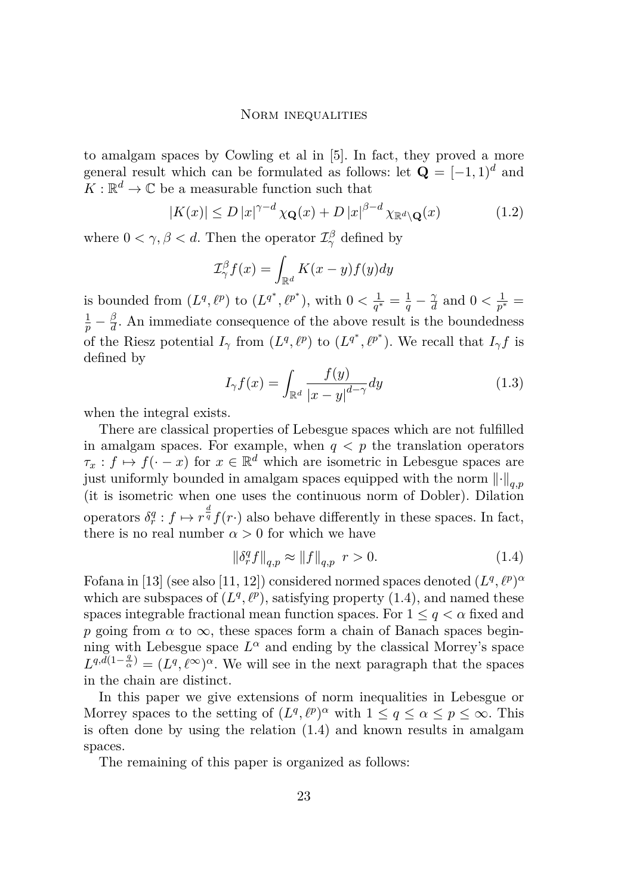to amalgam spaces by Cowling et al in [5]. In fact, they proved a more general result which can be formulated as follows: let $\mathbf{Q} = [-1,1)^d$ and $K : \mathbb{R}^d \to \mathbb{C}$ be a measurable function such that

$$|K(x)| \leq D\,|x|^{\gamma-d}\,\chi_{\mathbf{Q}}(x) + D\,|x|^{\beta-d}\,\chi_{\mathbb{R}^d\setminus\mathbf{Q}}(x) \tag{1.2}$$

where $0 < \gamma, \beta < d$. Then the operator $\mathcal{I}_\gamma^\beta$ defined by

$$\mathcal{I}_\gamma^\beta f(x) = \int_{\mathbb{R}^d} K(x-y)f(y)dy$$

is bounded from $(L^q, \ell^p)$ to $(L^{q^*}, \ell^{p^*})$, with $0 < \frac{1}{q^*} = \frac{1}{q} - \frac{\gamma}{d}$ and $0 < \frac{1}{p^*} = \frac{1}{p} - \frac{\beta}{d}$. An immediate consequence of the above result is the boundedness of the Riesz potential $I_\gamma$ from $(L^q, \ell^p)$ to $(L^{q^*}, \ell^{p^*})$. We recall that $I_\gamma f$ is defined by

$$I_\gamma f(x) = \int_{\mathbb{R}^d} \frac{f(y)}{|x-y|^{d-\gamma}}dy \tag{1.3}$$

when the integral exists.

There are classical properties of Lebesgue spaces which are not fulfilled in amalgam spaces. For example, when $q < p$ the translation operators $\tau_x : f \mapsto f(\cdot - x)$ for $x \in \mathbb{R}^d$ which are isometric in Lebesgue spaces are just uniformly bounded in amalgam spaces equipped with the norm $\|\cdot\|_{q,p}$ (it is isometric when one uses the continuous norm of Dobler). Dilation operators $\delta_r^q : f \mapsto r^{\frac{d}{q}} f(r\cdot)$ also behave differently in these spaces. In fact, there is no real number $\alpha > 0$ for which we have

$$\|\delta_r^q f\|_{q,p} \approx \|f\|_{q,p} \;\; r > 0. \tag{1.4}$$

Fofana in [13] (see also [11, 12]) considered normed spaces denoted $(L^q, \ell^p)^\alpha$ which are subspaces of $(L^q, \ell^p)$, satisfying property (1.4), and named these spaces integrable fractional mean function spaces. For $1 \leq q < \alpha$ fixed and $p$ going from $\alpha$ to $\infty$, these spaces form a chain of Banach spaces beginning with Lebesgue space $L^\alpha$ and ending by the classical Morrey's space $L^{q,d(1-\frac{q}{\alpha})} = (L^q, \ell^\infty)^\alpha$. We will see in the next paragraph that the spaces in the chain are distinct.

In this paper we give extensions of norm inequalities in Lebesgue or Morrey spaces to the setting of $(L^q, \ell^p)^\alpha$ with $1 \leq q \leq \alpha \leq p \leq \infty$. This is often done by using the relation (1.4) and known results in amalgam spaces.

The remaining of this paper is organized as follows: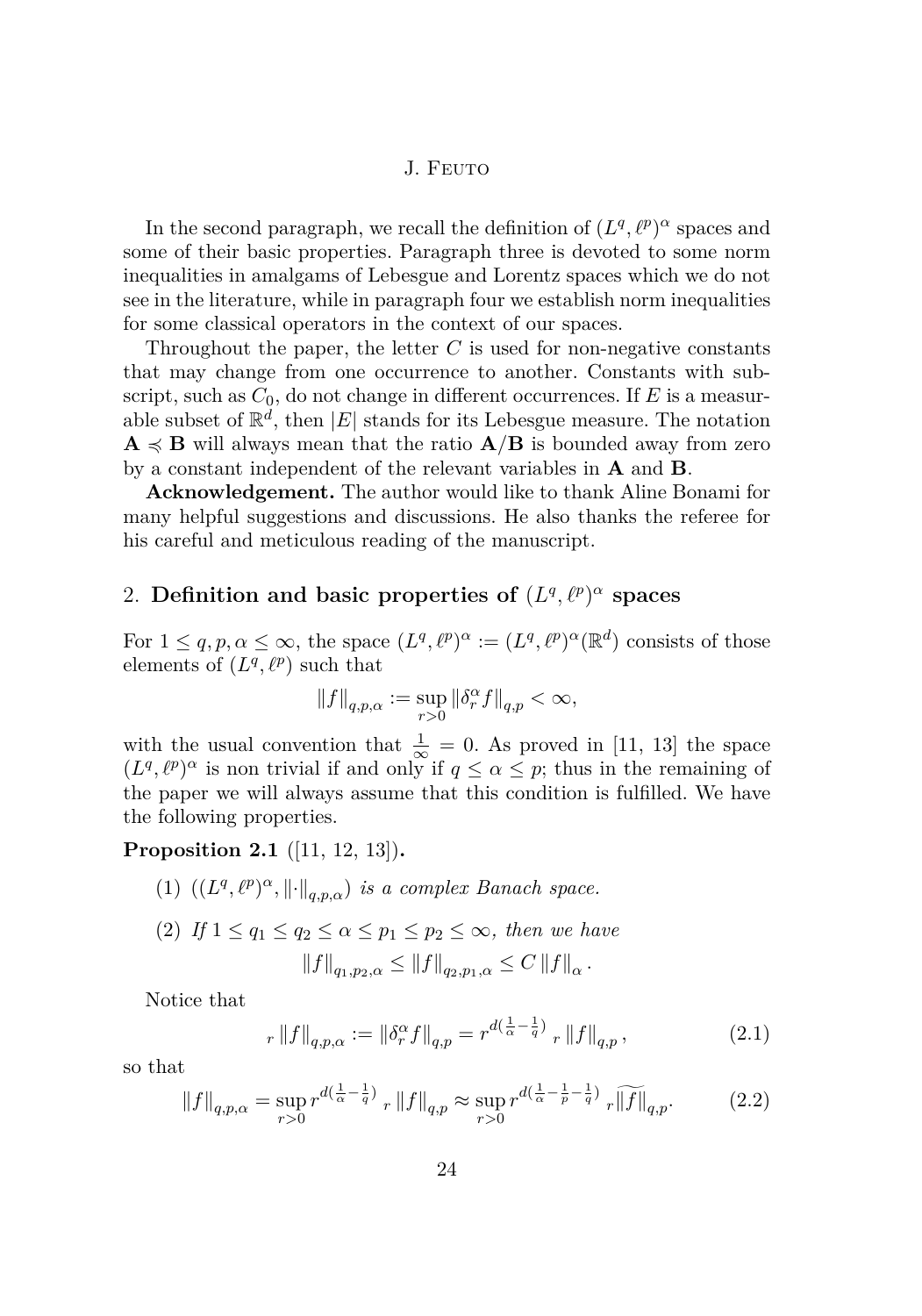In the second paragraph, we recall the definition of $(L^q, \ell^p)^\alpha$ spaces and some of their basic properties. Paragraph three is devoted to some norm inequalities in amalgams of Lebesgue and Lorentz spaces which we do not see in the literature, while in paragraph four we establish norm inequalities for some classical operators in the context of our spaces.

Throughout the paper, the letter $C$ is used for non-negative constants that may change from one occurrence to another. Constants with subscript, such as $C_0$, do not change in different occurrences. If $E$ is a measurable subset of $\mathbb{R}^d$, then $|E|$ stands for its Lebesgue measure. The notation $\mathbf{A} \preccurlyeq \mathbf{B}$ will always mean that the ratio $\mathbf{A}/\mathbf{B}$ is bounded away from zero by a constant independent of the relevant variables in $\mathbf{A}$ and $\mathbf{B}$.

**Acknowledgement.** The author would like to thank Aline Bonami for many helpful suggestions and discussions. He also thanks the referee for his careful and meticulous reading of the manuscript.

## 2. Definition and basic properties of $(L^q, \ell^p)^\alpha$ spaces

For $1 \leq q, p, \alpha \leq \infty$, the space $(L^q, \ell^p)^\alpha := (L^q, \ell^p)^\alpha(\mathbb{R}^d)$ consists of those elements of $(L^q, \ell^p)$ such that

$$\|f\|_{q,p,\alpha} := \sup_{r>0} \|\delta_r^\alpha f\|_{q,p} < \infty,$$

with the usual convention that $\frac{1}{\infty} = 0$. As proved in [11, 13] the space $(L^q, \ell^p)^\alpha$ is non trivial if and only if $q \leq \alpha \leq p$; thus in the remaining of the paper we will always assume that this condition is fulfilled. We have the following properties.

**Proposition 2.1** ([11, 12, 13])**.**

(1) *$((L^q, \ell^p)^\alpha, \|\cdot\|_{q,p,\alpha})$ is a complex Banach space.*

(2) *If $1 \leq q_1 \leq q_2 \leq \alpha \leq p_1 \leq p_2 \leq \infty$, then we have*

$$\|f\|_{q_1,p_2,\alpha} \leq \|f\|_{q_2,p_1,\alpha} \leq C \|f\|_\alpha .$$

Notice that

$$_r\|f\|_{q,p,\alpha} := \|\delta_r^\alpha f\|_{q,p} = r^{d(\frac{1}{\alpha} - \frac{1}{q})} \, _r\|f\|_{q,p}, \tag{2.1}$$

so that

$$\|f\|_{q,p,\alpha} = \sup_{r>0} r^{d(\frac{1}{\alpha} - \frac{1}{q})} \, _r\|f\|_{q,p} \approx \sup_{r>0} r^{d(\frac{1}{\alpha} - \frac{1}{p} - \frac{1}{q})} \, _r\widetilde{\|f\|}_{q,p}. \tag{2.2}$$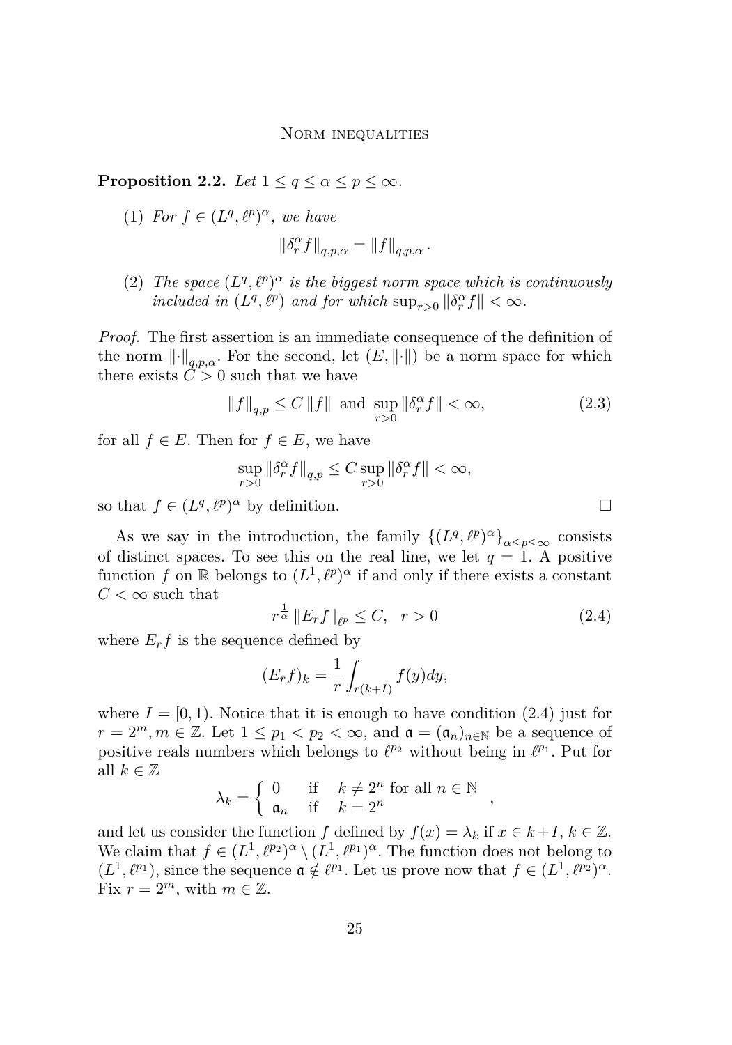**Proposition 2.2.** *Let $1 \leq q \leq \alpha \leq p \leq \infty$.*

(1) *For $f \in (L^q, \ell^p)^\alpha$, we have*

$$\|\delta_r^\alpha f\|_{q,p,\alpha} = \|f\|_{q,p,\alpha}.$$

(2) *The space $(L^q, \ell^p)^\alpha$ is the biggest norm space which is continuously included in $(L^q, \ell^p)$ and for which $\sup_{r>0} \|\delta_r^\alpha f\| < \infty$.*

*Proof.* The first assertion is an immediate consequence of the definition of the norm $\|\cdot\|_{q,p,\alpha}$. For the second, let $(E, \|\cdot\|)$ be a norm space for which there exists $C > 0$ such that we have

$$\|f\|_{q,p} \leq C \|f\| \text{ and } \sup_{r>0} \|\delta_r^\alpha f\| < \infty, \tag{2.3}$$

for all $f \in E$. Then for $f \in E$, we have

$$\sup_{r>0} \|\delta_r^\alpha f\|_{q,p} \leq C \sup_{r>0} \|\delta_r^\alpha f\| < \infty,$$

so that $f \in (L^q, \ell^p)^\alpha$ by definition. $\square$

As we say in the introduction, the family $\{(L^q, \ell^p)^\alpha\}_{\alpha \leq p \leq \infty}$ consists of distinct spaces. To see this on the real line, we let $q = 1$. A positive function $f$ on $\mathbb{R}$ belongs to $(L^1, \ell^p)^\alpha$ if and only if there exists a constant $C < \infty$ such that

$$r^{\frac{1}{\alpha}} \|E_r f\|_{\ell^p} \leq C, \quad r > 0 \tag{2.4}$$

where $E_r f$ is the sequence defined by

$$(E_r f)_k = \frac{1}{r} \int_{r(k+I)} f(y) dy,$$

where $I = [0, 1)$. Notice that it is enough to have condition (2.4) just for $r = 2^m, m \in \mathbb{Z}$. Let $1 \leq p_1 < p_2 < \infty$, and $\mathfrak{a} = (\mathfrak{a}_n)_{n \in \mathbb{N}}$ be a sequence of positive reals numbers which belongs to $\ell^{p_2}$ without being in $\ell^{p_1}$. Put for all $k \in \mathbb{Z}$

$$\lambda_k = \left\{ \begin{array}{lll} 0 & \text{if} & k \neq 2^n \text{ for all } n \in \mathbb{N} \\ \mathfrak{a}_n & \text{if} & k = 2^n \end{array} \right. ,$$

and let us consider the function $f$ defined by $f(x) = \lambda_k$ if $x \in k + I$, $k \in \mathbb{Z}$. We claim that $f \in (L^1, \ell^{p_2})^\alpha \setminus (L^1, \ell^{p_1})^\alpha$. The function does not belong to $(L^1, \ell^{p_1})$, since the sequence $\mathfrak{a} \notin \ell^{p_1}$. Let us prove now that $f \in (L^1, \ell^{p_2})^\alpha$. Fix $r = 2^m$, with $m \in \mathbb{Z}$.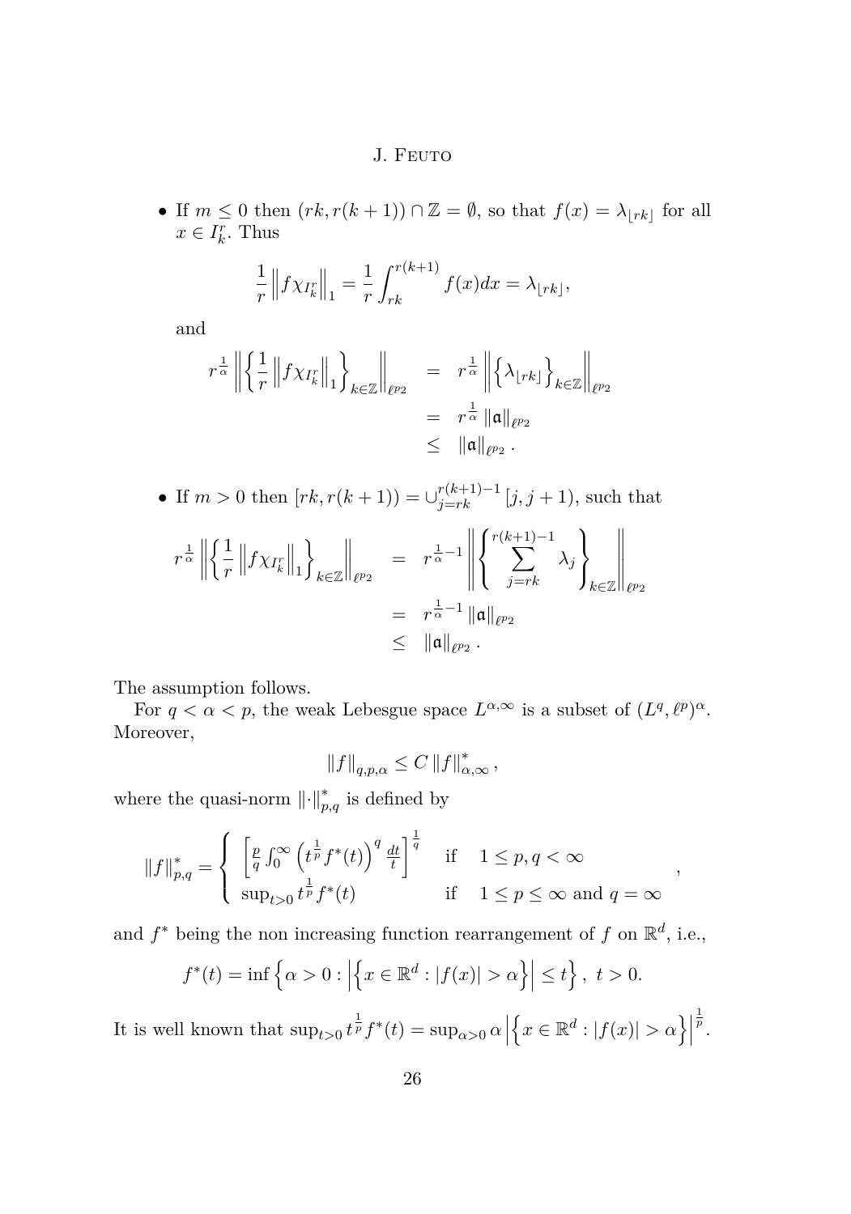- If $m \leq 0$ then $(rk, r(k+1)) \cap \mathbb{Z} = \emptyset$, so that $f(x) = \lambda_{\lfloor rk \rfloor}$ for all $x \in I_k^r$. Thus

$$\frac{1}{r}\left\|f\chi_{I_k^r}\right\|_1 = \frac{1}{r}\int_{rk}^{r(k+1)} f(x)dx = \lambda_{\lfloor rk \rfloor},$$

and

$$\begin{aligned} r^{\frac{1}{\alpha}}\left\|\left\{\frac{1}{r}\left\|f\chi_{I_k^r}\right\|_1\right\}_{k\in\mathbb{Z}}\right\|_{\ell^{p_2}} &= r^{\frac{1}{\alpha}}\left\|\left\{\lambda_{\lfloor rk \rfloor}\right\}_{k\in\mathbb{Z}}\right\|_{\ell^{p_2}} \\ &= r^{\frac{1}{\alpha}}\left\|\mathfrak{a}\right\|_{\ell^{p_2}} \\ &\leq \left\|\mathfrak{a}\right\|_{\ell^{p_2}}. \end{aligned}$$

- If $m > 0$ then $[rk, r(k+1)) = \cup_{j=rk}^{r(k+1)-1}[j, j+1)$, such that

$$\begin{aligned} r^{\frac{1}{\alpha}}\left\|\left\{\frac{1}{r}\left\|f\chi_{I_k^r}\right\|_1\right\}_{k\in\mathbb{Z}}\right\|_{\ell^{p_2}} &= r^{\frac{1}{\alpha}-1}\left\|\left\{\sum_{j=rk}^{r(k+1)-1}\lambda_j\right\}_{k\in\mathbb{Z}}\right\|_{\ell^{p_2}} \\ &= r^{\frac{1}{\alpha}-1}\left\|\mathfrak{a}\right\|_{\ell^{p_2}} \\ &\leq \left\|\mathfrak{a}\right\|_{\ell^{p_2}}. \end{aligned}$$

The assumption follows.

For $q < \alpha < p$, the weak Lebesgue space $L^{\alpha,\infty}$ is a subset of $(L^q, \ell^p)^\alpha$. Moreover,

$$\|f\|_{q,p,\alpha} \leq C\,\|f\|_{\alpha,\infty}^*,$$

where the quasi-norm $\|\cdot\|_{p,q}^*$ is defined by

$$\|f\|_{p,q}^* = \begin{cases} \left[\frac{p}{q}\int_0^\infty \left(t^{\frac{1}{p}}f^*(t)\right)^q \frac{dt}{t}\right]^{\frac{1}{q}} & \text{if} \quad 1 \leq p, q < \infty \\ \sup_{t>0} t^{\frac{1}{p}}f^*(t) & \text{if} \quad 1 \leq p \leq \infty \text{ and } q = \infty \end{cases},$$

and $f^*$ being the non increasing function rearrangement of $f$ on $\mathbb{R}^d$, i.e.,

$$f^*(t) = \inf\left\{\alpha > 0 : \left|\left\{x \in \mathbb{R}^d : |f(x)| > \alpha\right\}\right| \leq t\right\},\ t > 0.$$

It is well known that $\sup_{t>0} t^{\frac{1}{p}}f^*(t) = \sup_{\alpha>0}\alpha\left|\left\{x \in \mathbb{R}^d : |f(x)| > \alpha\right\}\right|^{\frac{1}{p}}$.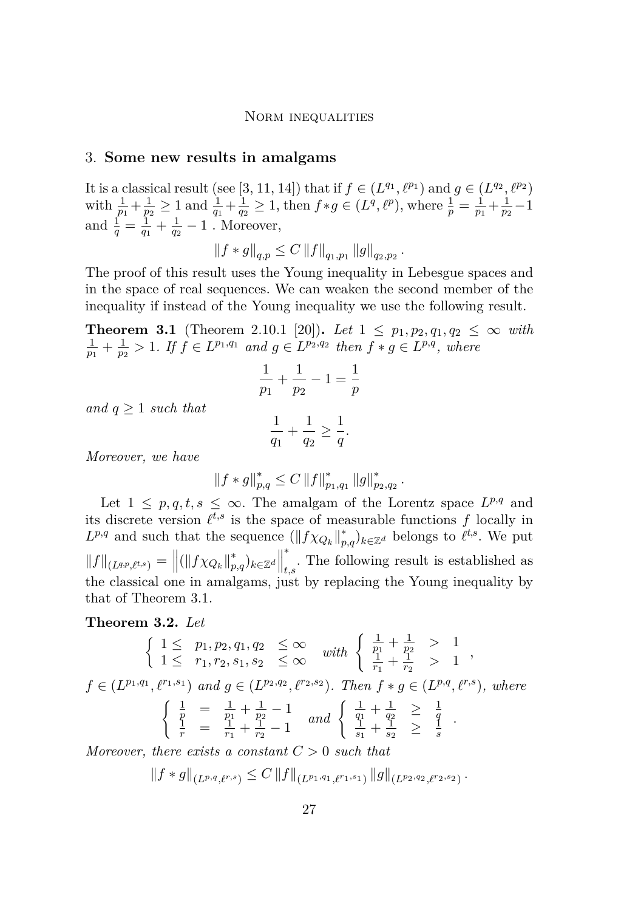## 3. Some new results in amalgams

It is a classical result (see [3, 11, 14]) that if $f \in (L^{q_1}, \ell^{p_1})$ and $g \in (L^{q_2}, \ell^{p_2})$ with $\frac{1}{p_1} + \frac{1}{p_2} \geq 1$ and $\frac{1}{q_1} + \frac{1}{q_2} \geq 1$, then $f * g \in (L^q, \ell^p)$, where $\frac{1}{p} = \frac{1}{p_1} + \frac{1}{p_2} - 1$ and $\frac{1}{q} = \frac{1}{q_1} + \frac{1}{q_2} - 1$ . Moreover,

$$\|f * g\|_{q,p} \leq C \|f\|_{q_1,p_1} \|g\|_{q_2,p_2} .$$

The proof of this result uses the Young inequality in Lebesgue spaces and in the space of real sequences. We can weaken the second member of the inequality if instead of the Young inequality we use the following result.

**Theorem 3.1** (Theorem 2.10.1 [20])**.** *Let $1 \leq p_1, p_2, q_1, q_2 \leq \infty$ with $\frac{1}{p_1} + \frac{1}{p_2} > 1$. If $f \in L^{p_1,q_1}$ and $g \in L^{p_2,q_2}$ then $f * g \in L^{p,q}$, where*

$$\frac{1}{p_1} + \frac{1}{p_2} - 1 = \frac{1}{p}$$

*and $q \geq 1$ such that*

$$\frac{1}{q_1} + \frac{1}{q_2} \geq \frac{1}{q}.$$

*Moreover, we have*

$$\|f * g\|^*_{p,q} \leq C \|f\|^*_{p_1,q_1} \|g\|^*_{p_2,q_2} .$$

Let $1 \leq p, q, t, s \leq \infty$. The amalgam of the Lorentz space $L^{p,q}$ and its discrete version $\ell^{t,s}$ is the space of measurable functions $f$ locally in $L^{p,q}$ and such that the sequence $(\|f\chi_{Q_k}\|^*_{p,q})_{k\in\mathbb{Z}^d}$ belongs to $\ell^{t,s}$. We put $\|f\|_{(L^{q,p},\ell^{t,s})} = \left\|(\|f\chi_{Q_k}\|^*_{p,q})_{k\in\mathbb{Z}^d}\right\|^*_{t,s}$. The following result is established as the classical one in amalgams, just by replacing the Young inequality by that of Theorem 3.1.

**Theorem 3.2.** *Let*

$$\left\{ \begin{array}{lcl} 1 \leq & p_1, p_2, q_1, q_2 & \leq \infty \\ 1 \leq & r_1, r_2, s_1, s_2 & \leq \infty \end{array} \right. \quad with \quad \left\{ \begin{array}{lcl} \frac{1}{p_1} + \frac{1}{p_2} & > & 1 \\ \frac{1}{r_1} + \frac{1}{r_2} & > & 1 \end{array} \right. ,$$

*$f \in (L^{p_1,q_1}, \ell^{r_1,s_1})$ and $g \in (L^{p_2,q_2}, \ell^{r_2,s_2})$. Then $f * g \in (L^{p,q}, \ell^{r,s})$, where*

$$\left\{ \begin{array}{lcl} \frac{1}{p} & = & \frac{1}{p_1} + \frac{1}{p_2} - 1 \\ \frac{1}{r} & = & \frac{1}{r_1} + \frac{1}{r_2} - 1 \end{array} \right. \quad and \quad \left\{ \begin{array}{lcl} \frac{1}{q_1} + \frac{1}{q_2} & \geq & \frac{1}{q} \\ \frac{1}{s_1} + \frac{1}{s_2} & \geq & \frac{1}{s} \end{array} \right. .$$

*Moreover, there exists a constant $C > 0$ such that*

$$\|f * g\|_{(L^{p,q},\ell^{r,s})} \leq C \|f\|_{(L^{p_1,q_1},\ell^{r_1,s_1})} \|g\|_{(L^{p_2,q_2},\ell^{r_2,s_2})} .$$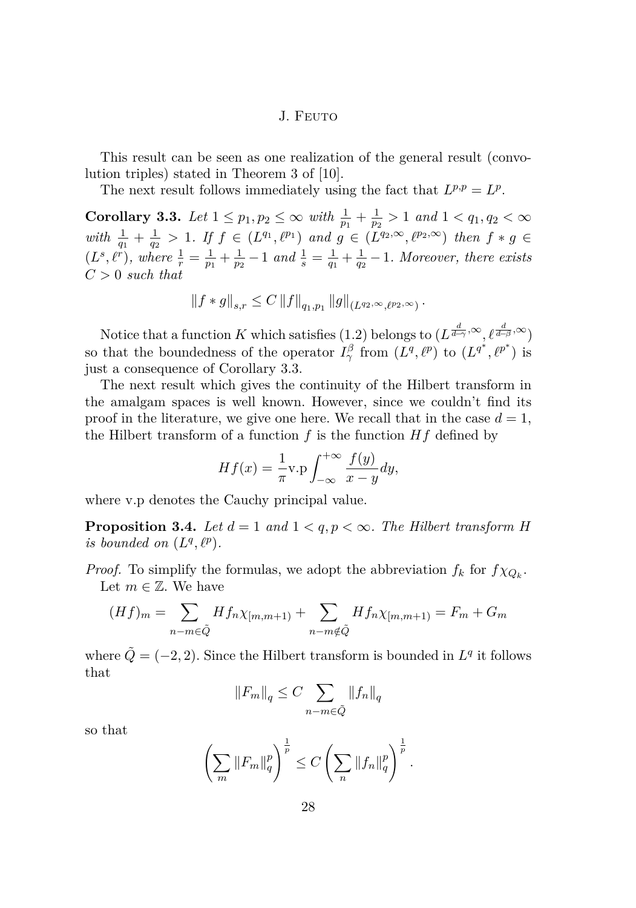This result can be seen as one realization of the general result (convolution triples) stated in Theorem 3 of [10].

The next result follows immediately using the fact that $L^{p,p} = L^p$.

**Corollary 3.3.** *Let $1 \leq p_1, p_2 \leq \infty$ with $\frac{1}{p_1} + \frac{1}{p_2} > 1$ and $1 < q_1, q_2 < \infty$ with $\frac{1}{q_1} + \frac{1}{q_2} > 1$. If $f \in (L^{q_1}, \ell^{p_1})$ and $g \in (L^{q_2,\infty}, \ell^{p_2,\infty})$ then $f * g \in (L^s, \ell^r)$, where $\frac{1}{r} = \frac{1}{p_1} + \frac{1}{p_2} - 1$ and $\frac{1}{s} = \frac{1}{q_1} + \frac{1}{q_2} - 1$. Moreover, there exists $C > 0$ such that*

$$\left\| f * g \right\|_{s,r} \leq C \left\| f \right\|_{q_1,p_1} \left\| g \right\|_{(L^{q_2,\infty}, \ell^{p_2,\infty})}.$$

Notice that a function $K$ which satisfies (1.2) belongs to $(L^{\frac{d}{d-\gamma},\infty}, \ell^{\frac{d}{d-\beta},\infty})$ so that the boundedness of the operator $I_\gamma^\beta$ from $(L^q, \ell^p)$ to $(L^{q^*}, \ell^{p^*})$ is just a consequence of Corollary 3.3.

The next result which gives the continuity of the Hilbert transform in the amalgam spaces is well known. However, since we couldn't find its proof in the literature, we give one here. We recall that in the case $d = 1$, the Hilbert transform of a function $f$ is the function $Hf$ defined by

$$Hf(x) = \frac{1}{\pi} \text{v.p} \int_{-\infty}^{+\infty} \frac{f(y)}{x - y} dy,$$

where v.p denotes the Cauchy principal value.

**Proposition 3.4.** *Let $d = 1$ and $1 < q, p < \infty$. The Hilbert transform $H$ is bounded on $(L^q, \ell^p)$.*

*Proof.* To simplify the formulas, we adopt the abbreviation $f_k$ for $f\chi_{Q_k}$.

Let $m \in \mathbb{Z}$. We have

$$(Hf)_m = \sum_{n-m \in \tilde{Q}} Hf_n \chi_{[m,m+1)} + \sum_{n-m \notin \tilde{Q}} Hf_n \chi_{[m,m+1)} = F_m + G_m$$

where $\tilde{Q} = (-2, 2)$. Since the Hilbert transform is bounded in $L^q$ it follows that

$$\left\| F_m \right\|_q \leq C \sum_{n-m \in \tilde{Q}} \left\| f_n \right\|_q$$

so that

$$\left( \sum_m \left\| F_m \right\|_q^p \right)^{\frac{1}{p}} \leq C \left( \sum_n \left\| f_n \right\|_q^p \right)^{\frac{1}{p}}.$$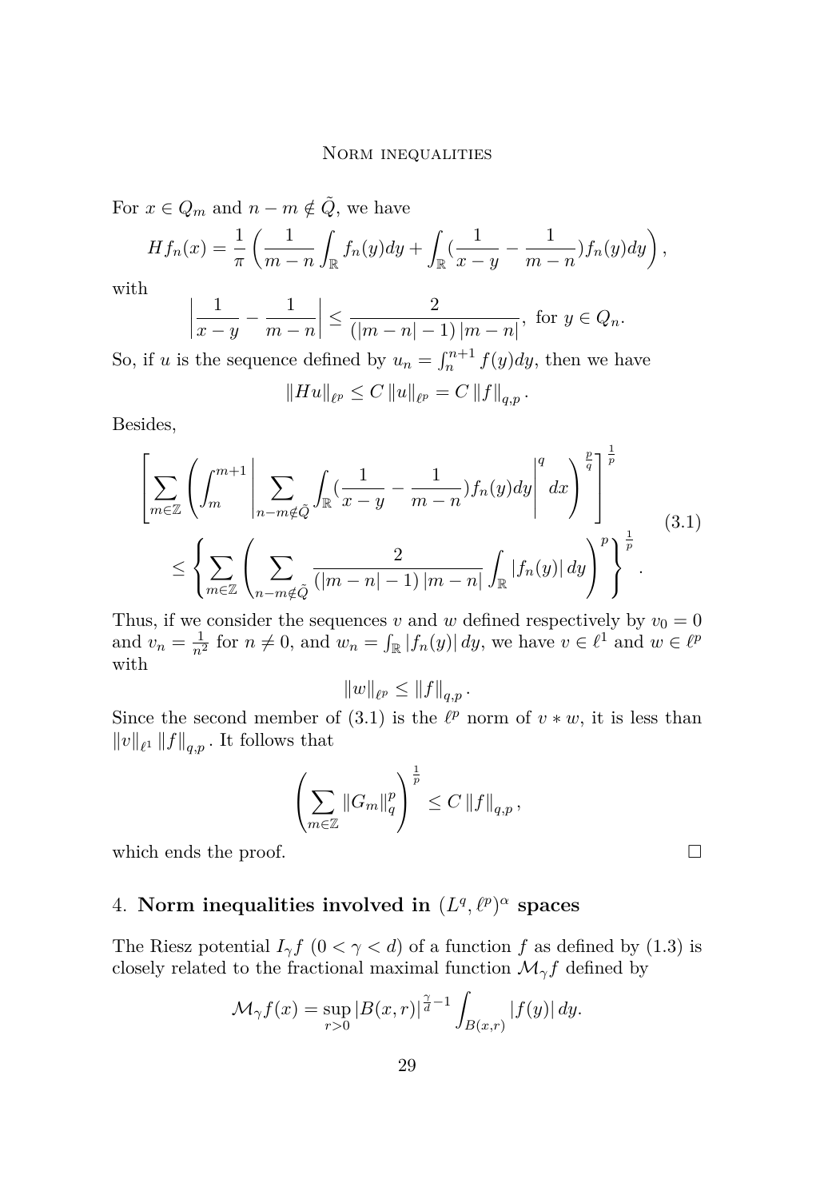For $x \in Q_m$ and $n - m \notin \tilde{Q}$, we have

$$Hf_n(x) = \frac{1}{\pi}\left(\frac{1}{m-n}\int_{\mathbb{R}} f_n(y)dy + \int_{\mathbb{R}}(\frac{1}{x-y} - \frac{1}{m-n})f_n(y)dy\right),$$

with

$$\left|\frac{1}{x-y} - \frac{1}{m-n}\right| \leq \frac{2}{(|m-n|-1)\,|m-n|}, \text{ for } y \in Q_n.$$

So, if $u$ is the sequence defined by $u_n = \int_n^{n+1} f(y)dy$, then we have

$$\|Hu\|_{\ell^p} \leq C\,\|u\|_{\ell^p} = C\,\|f\|_{q,p}\,.$$

Besides,

$$\begin{aligned}
&\left[\sum_{m\in\mathbb{Z}}\left(\int_m^{m+1}\left|\sum_{n-m\notin\tilde{Q}}\int_{\mathbb{R}}(\frac{1}{x-y} - \frac{1}{m-n})f_n(y)dy\right|^q dx\right)^{\frac{p}{q}}\right]^{\frac{1}{p}} \\
&\qquad\leq \left\{\sum_{m\in\mathbb{Z}}\left(\sum_{n-m\notin\tilde{Q}}\frac{2}{(|m-n|-1)\,|m-n|}\int_{\mathbb{R}}|f_n(y)|\,dy\right)^p\right\}^{\frac{1}{p}}.
\end{aligned} \tag{3.1}$$

Thus, if we consider the sequences $v$ and $w$ defined respectively by $v_0 = 0$ and $v_n = \frac{1}{n^2}$ for $n \neq 0$, and $w_n = \int_{\mathbb{R}}|f_n(y)|\,dy$, we have $v \in \ell^1$ and $w \in \ell^p$ with

$$\|w\|_{\ell^p} \leq \|f\|_{q,p}\,.$$

Since the second member of (3.1) is the $\ell^p$ norm of $v * w$, it is less than $\|v\|_{\ell^1}\,\|f\|_{q,p}$. It follows that

$$\left(\sum_{m\in\mathbb{Z}}\|G_m\|_q^p\right)^{\frac{1}{p}} \leq C\,\|f\|_{q,p}\,,$$

which ends the proof. $\square$

## 4. Norm inequalities involved in $(L^q, \ell^p)^\alpha$ spaces

The Riesz potential $I_\gamma f$ $(0 < \gamma < d)$ of a function $f$ as defined by (1.3) is closely related to the fractional maximal function $\mathcal{M}_\gamma f$ defined by

$$\mathcal{M}_\gamma f(x) = \sup_{r>0}|B(x,r)|^{\frac{\gamma}{d}-1}\int_{B(x,r)}|f(y)|\,dy.$$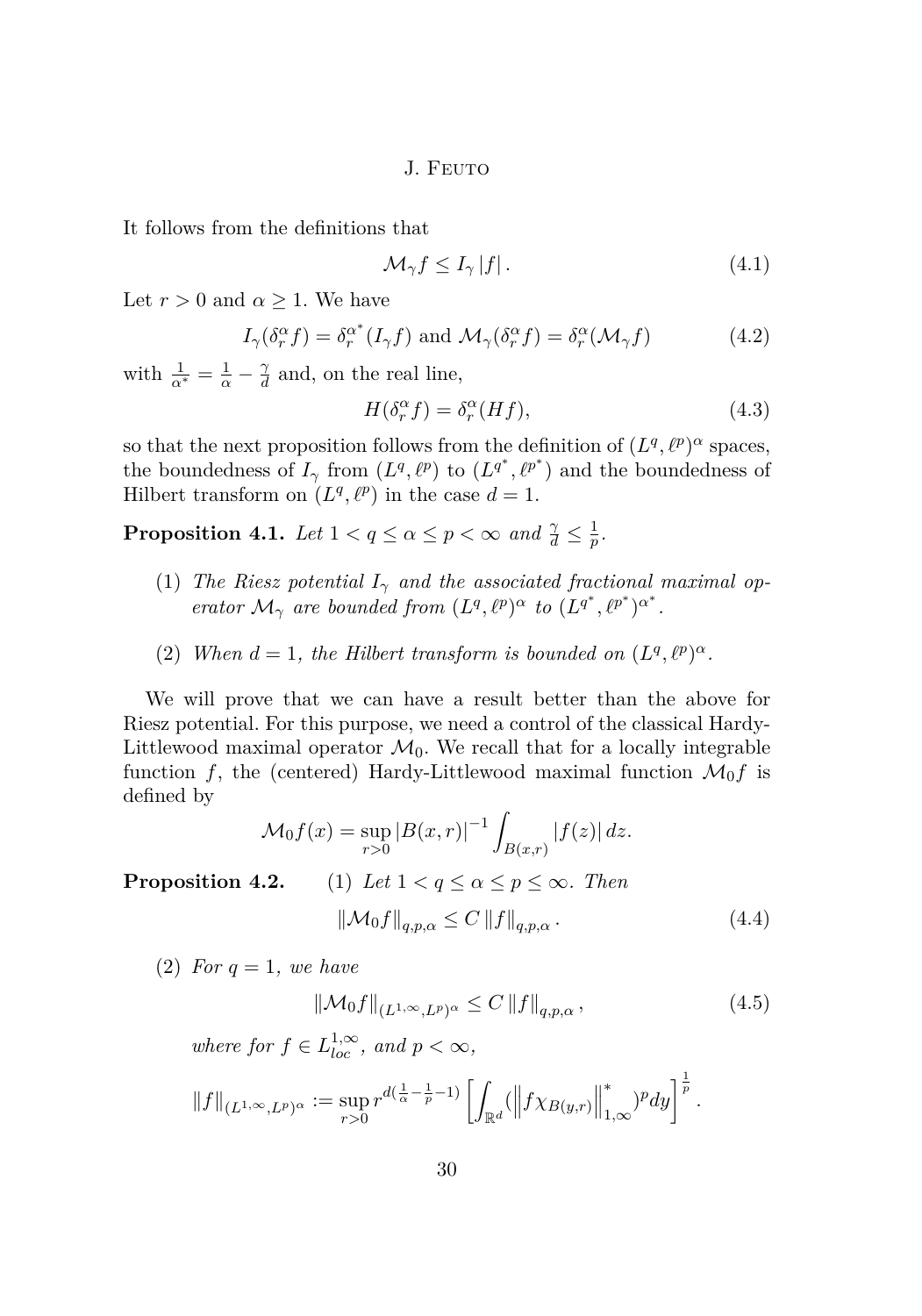It follows from the definitions that

$$\mathcal{M}_\gamma f \leq I_\gamma |f| . \tag{4.1}$$

Let $r > 0$ and $\alpha \geq 1$. We have

$$I_\gamma(\delta_r^\alpha f) = \delta_r^{\alpha^*}(I_\gamma f) \text{ and } \mathcal{M}_\gamma(\delta_r^\alpha f) = \delta_r^\alpha(\mathcal{M}_\gamma f) \tag{4.2}$$

with $\frac{1}{\alpha^*} = \frac{1}{\alpha} - \frac{\gamma}{d}$ and, on the real line,

$$H(\delta_r^\alpha f) = \delta_r^\alpha(Hf), \tag{4.3}$$

so that the next proposition follows from the definition of $(L^q, \ell^p)^\alpha$ spaces, the boundedness of $I_\gamma$ from $(L^q, \ell^p)$ to $(L^{q^*}, \ell^{p^*})$ and the boundedness of Hilbert transform on $(L^q, \ell^p)$ in the case $d = 1$.

**Proposition 4.1.** *Let $1 < q \leq \alpha \leq p < \infty$ and $\frac{\gamma}{d} \leq \frac{1}{p}$.*

1. *The Riesz potential $I_\gamma$ and the associated fractional maximal operator $\mathcal{M}_\gamma$ are bounded from $(L^q, \ell^p)^\alpha$ to $(L^{q^*}, \ell^{p^*})^{\alpha^*}$.*
2. *When $d = 1$, the Hilbert transform is bounded on $(L^q, \ell^p)^\alpha$.*

We will prove that we can have a result better than the above for Riesz potential. For this purpose, we need a control of the classical Hardy-Littlewood maximal operator $\mathcal{M}_0$. We recall that for a locally integrable function $f$, the (centered) Hardy-Littlewood maximal function $\mathcal{M}_0 f$ is defined by

$$\mathcal{M}_0 f(x) = \sup_{r>0} |B(x,r)|^{-1} \int_{B(x,r)} |f(z)| \, dz.$$

**Proposition 4.2.** (1) *Let $1 < q \leq \alpha \leq p \leq \infty$. Then*

$$\|\mathcal{M}_0 f\|_{q,p,\alpha} \leq C \, \|f\|_{q,p,\alpha} . \tag{4.4}$$

(2) *For $q = 1$, we have*

$$\|\mathcal{M}_0 f\|_{(L^{1,\infty}, L^p)^\alpha} \leq C \, \|f\|_{q,p,\alpha} , \tag{4.5}$$

*where for $f \in L^{1,\infty}_{loc}$, and $p < \infty$,*

$$\|f\|_{(L^{1,\infty},L^p)^\alpha} := \sup_{r>0} r^{d(\frac{1}{\alpha} - \frac{1}{p} - 1)} \left[ \int_{\mathbb{R}^d} (\left\| f \chi_{B(y,r)} \right\|^*_{1,\infty})^p dy \right]^{\frac{1}{p}} .$$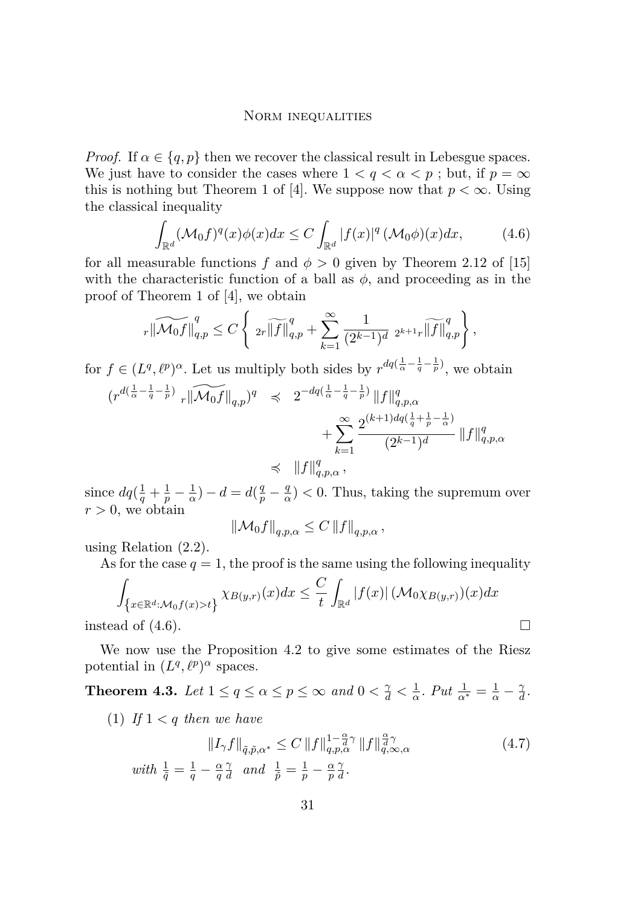*Proof.* If $\alpha \in \{q, p\}$ then we recover the classical result in Lebesgue spaces. We just have to consider the cases where $1 < q < \alpha < p$ ; but, if $p = \infty$ this is nothing but Theorem 1 of [4]. We suppose now that $p < \infty$. Using the classical inequality

$$\int_{\mathbb{R}^d} (\mathcal{M}_0 f)^q(x)\phi(x)dx \leq C \int_{\mathbb{R}^d} |f(x)|^q (\mathcal{M}_0\phi)(x)dx, \tag{4.6}$$

for all measurable functions $f$ and $\phi > 0$ given by Theorem 2.12 of [15] with the characteristic function of a ball as $\phi$, and proceeding as in the proof of Theorem 1 of [4], we obtain

$$_r\|\widetilde{\mathcal{M}_0 f}\|_{q,p}^q \leq C \left\{ {}_{2r}\|\widetilde{f}\|_{q,p}^q + \sum_{k=1}^{\infty} \frac{1}{(2^{k-1})^d} \, {}_{2^{k+1}r}\|\widetilde{f}\|_{q,p}^q \right\},$$

for $f \in (L^q, \ell^p)^\alpha$. Let us multiply both sides by $r^{dq(\frac{1}{\alpha} - \frac{1}{q} - \frac{1}{p})}$, we obtain

$$\begin{aligned}
(r^{d(\frac{1}{\alpha} - \frac{1}{q} - \frac{1}{p})} \, {}_r\|\widetilde{\mathcal{M}_0 f}\|_{q,p})^q &\preccurlyeq 2^{-dq(\frac{1}{\alpha} - \frac{1}{q} - \frac{1}{p})} \|f\|_{q,p,\alpha}^q \\
&\quad + \sum_{k=1}^{\infty} \frac{2^{(k+1)dq(\frac{1}{q} + \frac{1}{p} - \frac{1}{\alpha})}}{(2^{k-1})^d} \|f\|_{q,p,\alpha}^q \\
&\preccurlyeq \|f\|_{q,p,\alpha}^q \,,
\end{aligned}$$

since $dq(\frac{1}{q} + \frac{1}{p} - \frac{1}{\alpha}) - d = d(\frac{q}{p} - \frac{q}{\alpha}) < 0$. Thus, taking the supremum over $r > 0$, we obtain

$$\|\mathcal{M}_0 f\|_{q,p,\alpha} \leq C \|f\|_{q,p,\alpha} \,,$$

using Relation (2.2).

As for the case $q = 1$, the proof is the same using the following inequality

$$\int_{\left\{x \in \mathbb{R}^d : \mathcal{M}_0 f(x) > t\right\}} \chi_{B(y,r)}(x)dx \leq \frac{C}{t} \int_{\mathbb{R}^d} |f(x)| (\mathcal{M}_0 \chi_{B(y,r)})(x)dx$$

instead of (4.6). $\square$

We now use the Proposition 4.2 to give some estimates of the Riesz potential in $(L^q, \ell^p)^\alpha$ spaces.

**Theorem 4.3.** *Let $1 \leq q \leq \alpha \leq p \leq \infty$ and $0 < \frac{\gamma}{d} < \frac{1}{\alpha}$. Put $\frac{1}{\alpha^*} = \frac{1}{\alpha} - \frac{\gamma}{d}$.*

(1) *If $1 < q$ then we have*

$$\|I_\gamma f\|_{\tilde{q},\tilde{p},\alpha^*} \leq C \|f\|_{q,p,\alpha}^{1 - \frac{\alpha}{d}\gamma} \|f\|_{q,\infty,\alpha}^{\frac{\alpha}{d}\gamma} \tag{4.7}$$

*with $\frac{1}{\tilde{q}} = \frac{1}{q} - \frac{\alpha}{q}\frac{\gamma}{d}$ and $\frac{1}{\tilde{p}} = \frac{1}{p} - \frac{\alpha}{p}\frac{\gamma}{d}$.*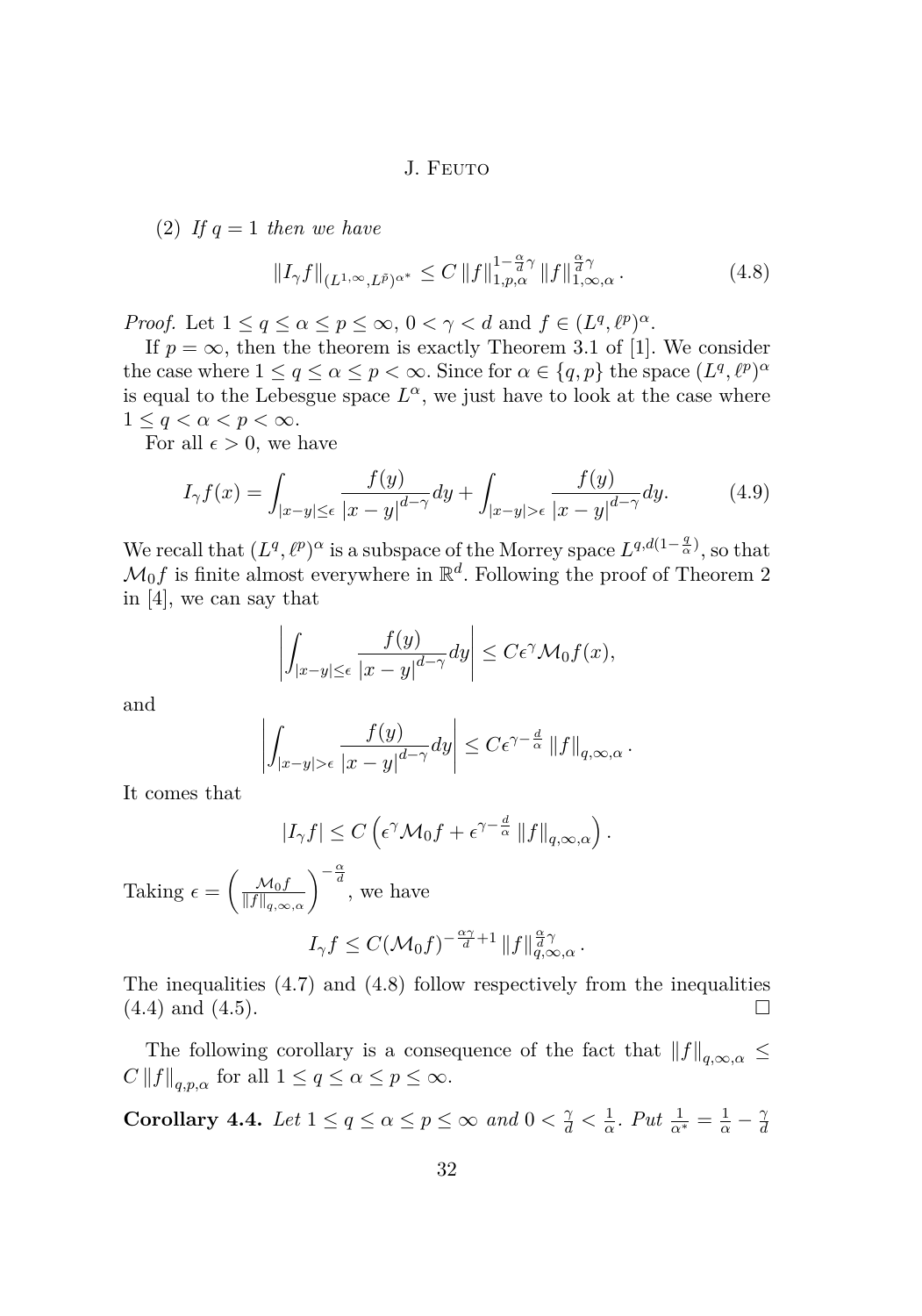(2) *If $q=1$ then we have*

$$\|I_\gamma f\|_{(L^{1,\infty},L^{\bar{p}})^{\alpha^*}} \leq C\,\|f\|_{1,p,\alpha}^{1-\frac{\alpha}{d}\gamma}\,\|f\|_{1,\infty,\alpha}^{\frac{\alpha}{d}\gamma}. \tag{4.8}$$

*Proof.* Let $1\leq q\leq \alpha\leq p\leq\infty$, $0<\gamma<d$ and $f\in(L^q,\ell^p)^\alpha$.

If $p=\infty$, then the theorem is exactly Theorem 3.1 of [1]. We consider the case where $1\leq q\leq\alpha\leq p<\infty$. Since for $\alpha\in\{q,p\}$ the space $(L^q,\ell^p)^\alpha$ is equal to the Lebesgue space $L^\alpha$, we just have to look at the case where $1\leq q<\alpha<p<\infty$.

For all $\epsilon>0$, we have

$$I_\gamma f(x)=\int_{|x-y|\leq\epsilon}\frac{f(y)}{|x-y|^{d-\gamma}}dy+\int_{|x-y|>\epsilon}\frac{f(y)}{|x-y|^{d-\gamma}}dy. \tag{4.9}$$

We recall that $(L^q,\ell^p)^\alpha$ is a subspace of the Morrey space $L^{q,d(1-\frac{q}{\alpha})}$, so that $\mathcal{M}_0 f$ is finite almost everywhere in $\mathbb{R}^d$. Following the proof of Theorem 2 in [4], we can say that

$$\left|\int_{|x-y|\leq\epsilon}\frac{f(y)}{|x-y|^{d-\gamma}}dy\right|\leq C\epsilon^\gamma\mathcal{M}_0 f(x),$$

and

$$\left|\int_{|x-y|>\epsilon}\frac{f(y)}{|x-y|^{d-\gamma}}dy\right|\leq C\epsilon^{\gamma-\frac{d}{\alpha}}\,\|f\|_{q,\infty,\alpha}.$$

It comes that

$$|I_\gamma f|\leq C\left(\epsilon^\gamma\mathcal{M}_0 f+\epsilon^{\gamma-\frac{d}{\alpha}}\,\|f\|_{q,\infty,\alpha}\right).$$

Taking $\epsilon=\left(\frac{\mathcal{M}_0 f}{\|f\|_{q,\infty,\alpha}}\right)^{-\frac{\alpha}{d}}$, we have

$$I_\gamma f\leq C(\mathcal{M}_0 f)^{-\frac{\alpha\gamma}{d}+1}\,\|f\|_{q,\infty,\alpha}^{\frac{\alpha}{d}\gamma}.$$

The inequalities (4.7) and (4.8) follow respectively from the inequalities (4.4) and (4.5). $\square$

The following corollary is a consequence of the fact that $\|f\|_{q,\infty,\alpha}\leq C\,\|f\|_{q,p,\alpha}$ for all $1\leq q\leq\alpha\leq p\leq\infty$.

**Corollary 4.4.** *Let $1\leq q\leq\alpha\leq p\leq\infty$ and $0<\frac{\gamma}{d}<\frac{1}{\alpha}$. Put $\frac{1}{\alpha^*}=\frac{1}{\alpha}-\frac{\gamma}{d}$*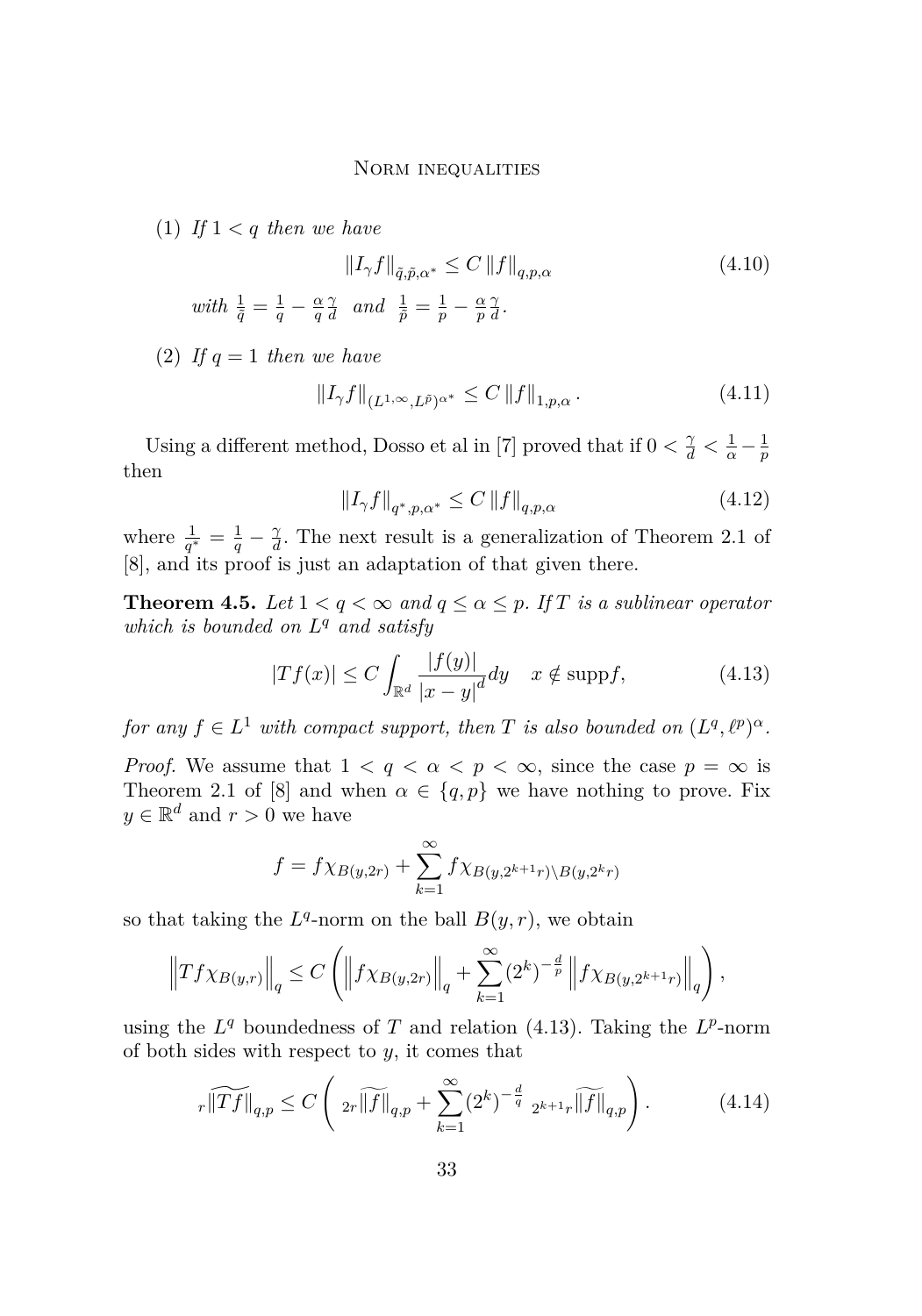(1) *If* $1 < q$ *then we have*

$$\|I_\gamma f\|_{\tilde{q},\tilde{p},\alpha^*} \leq C \|f\|_{q,p,\alpha} \tag{4.10}$$

*with* $\frac{1}{\tilde{q}} = \frac{1}{q} - \frac{\alpha}{q}\frac{\gamma}{d}$ *and* $\frac{1}{\tilde{p}} = \frac{1}{p} - \frac{\alpha}{p}\frac{\gamma}{d}$.

(2) *If* $q = 1$ *then we have*

$$\|I_\gamma f\|_{(L^{1,\infty},L^{\tilde{p}})^{\alpha^*}} \leq C \|f\|_{1,p,\alpha}. \tag{4.11}$$

Using a different method, Dosso et al in [7] proved that if $0 < \frac{\gamma}{d} < \frac{1}{\alpha} - \frac{1}{p}$ then

$$\|I_\gamma f\|_{q^*,p,\alpha^*} \leq C \|f\|_{q,p,\alpha} \tag{4.12}$$

where $\frac{1}{q^*} = \frac{1}{q} - \frac{\gamma}{d}$. The next result is a generalization of Theorem 2.1 of [8], and its proof is just an adaptation of that given there.

**Theorem 4.5.** *Let* $1 < q < \infty$ *and* $q \leq \alpha \leq p$. *If* $T$ *is a sublinear operator which is bounded on* $L^q$ *and satisfy*

$$|Tf(x)| \leq C \int_{\mathbb{R}^d} \frac{|f(y)|}{|x-y|^d} dy \quad x \notin \operatorname{supp} f, \tag{4.13}$$

*for any* $f \in L^1$ *with compact support, then* $T$ *is also bounded on* $(L^q, \ell^p)^\alpha$.

*Proof.* We assume that $1 < q < \alpha < p < \infty$, since the case $p = \infty$ is Theorem 2.1 of [8] and when $\alpha \in \{q, p\}$ we have nothing to prove. Fix $y \in \mathbb{R}^d$ and $r > 0$ we have

$$f = f\chi_{B(y,2r)} + \sum_{k=1}^{\infty} f\chi_{B(y,2^{k+1}r)\setminus B(y,2^k r)}$$

so that taking the $L^q$-norm on the ball $B(y, r)$, we obtain

$$\left\|Tf\chi_{B(y,r)}\right\|_q \leq C\left(\left\|f\chi_{B(y,2r)}\right\|_q + \sum_{k=1}^{\infty}(2^k)^{-\frac{d}{p}}\left\|f\chi_{B(y,2^{k+1}r)}\right\|_q\right),$$

using the $L^q$ boundedness of $T$ and relation (4.13). Taking the $L^p$-norm of both sides with respect to $y$, it comes that

$${}_r\|\widetilde{Tf}\|_{q,p} \leq C\left({}_{2r}\|\widetilde{f}\|_{q,p} + \sum_{k=1}^{\infty}(2^k)^{-\frac{d}{q}}\;{}_{2^{k+1}r}\|\widetilde{f}\|_{q,p}\right). \tag{4.14}$$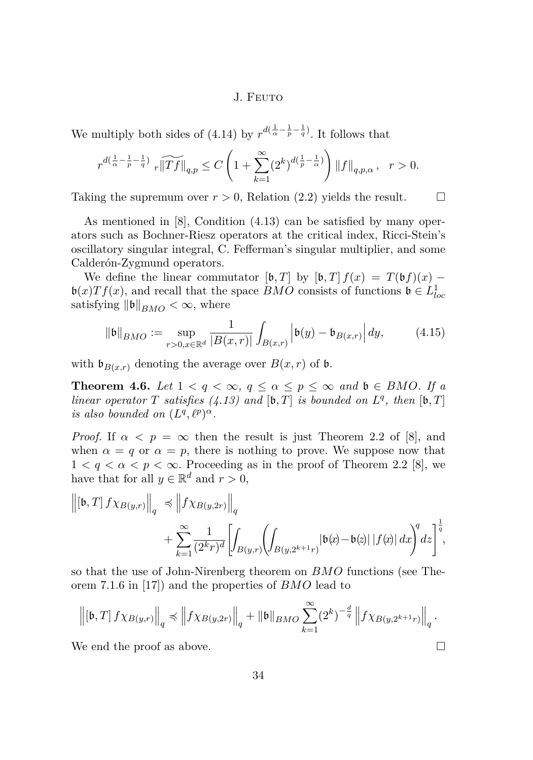We multiply both sides of (4.14) by $r^{d(\frac{1}{\alpha}-\frac{1}{p}-\frac{1}{q})}$. It follows that

$$r^{d(\frac{1}{\alpha}-\frac{1}{p}-\frac{1}{q})}\ {}_{r}\|\widetilde{Tf}\|_{q,p} \leq C\left(1+\sum_{k=1}^{\infty}(2^{k})^{d(\frac{1}{p}-\frac{1}{\alpha})}\right)\|f\|_{q,p,\alpha}\,, \quad r>0.$$

Taking the supremum over $r>0$, Relation (2.2) yields the result. $\square$

As mentioned in [8], Condition (4.13) can be satisfied by many operators such as Bochner-Riesz operators at the critical index, Ricci-Stein's oscillatory singular integral, C. Fefferman's singular multiplier, and some Calderón-Zygmund operators.

We define the linear commutator $[\mathfrak{b},T]$ by $[\mathfrak{b},T]\,f(x) = T(\mathfrak{b}f)(x) - \mathfrak{b}(x)Tf(x)$, and recall that the space $BMO$ consists of functions $\mathfrak{b}\in L^{1}_{loc}$ satisfying $\|\mathfrak{b}\|_{BMO}<\infty$, where

$$\|\mathfrak{b}\|_{BMO} := \sup_{r>0,x\in\mathbb{R}^{d}}\frac{1}{|B(x,r)|}\int_{B(x,r)}\left|\mathfrak{b}(y)-\mathfrak{b}_{B(x,r)}\right|dy, \tag{4.15}$$

with $\mathfrak{b}_{B(x,r)}$ denoting the average over $B(x,r)$ of $\mathfrak{b}$.

**Theorem 4.6.** *Let $1<q<\infty$, $q\leq\alpha\leq p\leq\infty$ and $\mathfrak{b}\in BMO$. If a linear operator $T$ satisfies (4.13) and $[\mathfrak{b},T]$ is bounded on $L^{q}$, then $[\mathfrak{b},T]$ is also bounded on $(L^{q},\ell^{p})^{\alpha}$.*

*Proof.* If $\alpha<p=\infty$ then the result is just Theorem 2.2 of [8], and when $\alpha=q$ or $\alpha=p$, there is nothing to prove. We suppose now that $1<q<\alpha<p<\infty$. Proceeding as in the proof of Theorem 2.2 [8], we have that for all $y\in\mathbb{R}^{d}$ and $r>0$,

$$\begin{aligned}\left\|[\mathfrak{b},T]\,f\chi_{B(y,r)}\right\|_{q} &\preccurlyeq \left\|f\chi_{B(y,2r)}\right\|_{q} \\ &\quad + \sum_{k=1}^{\infty}\frac{1}{(2^{k}r)^{d}}\left[\int_{B(y,r)}\left(\int_{B(y,2^{k+1}r)}|\mathfrak{b}(x)-\mathfrak{b}(z)|\,|f(x)|\,dx\right)^{q}dz\right]^{\frac{1}{q}},\end{aligned}$$

so that the use of John-Nirenberg theorem on $BMO$ functions (see Theorem 7.1.6 in [17]) and the properties of $BMO$ lead to

$$\left\|[\mathfrak{b},T]\,f\chi_{B(y,r)}\right\|_{q} \preccurlyeq \left\|f\chi_{B(y,2r)}\right\|_{q} + \|\mathfrak{b}\|_{BMO}\sum_{k=1}^{\infty}(2^{k})^{-\frac{d}{q}}\left\|f\chi_{B(y,2^{k+1}r)}\right\|_{q}.$$

We end the proof as above. $\square$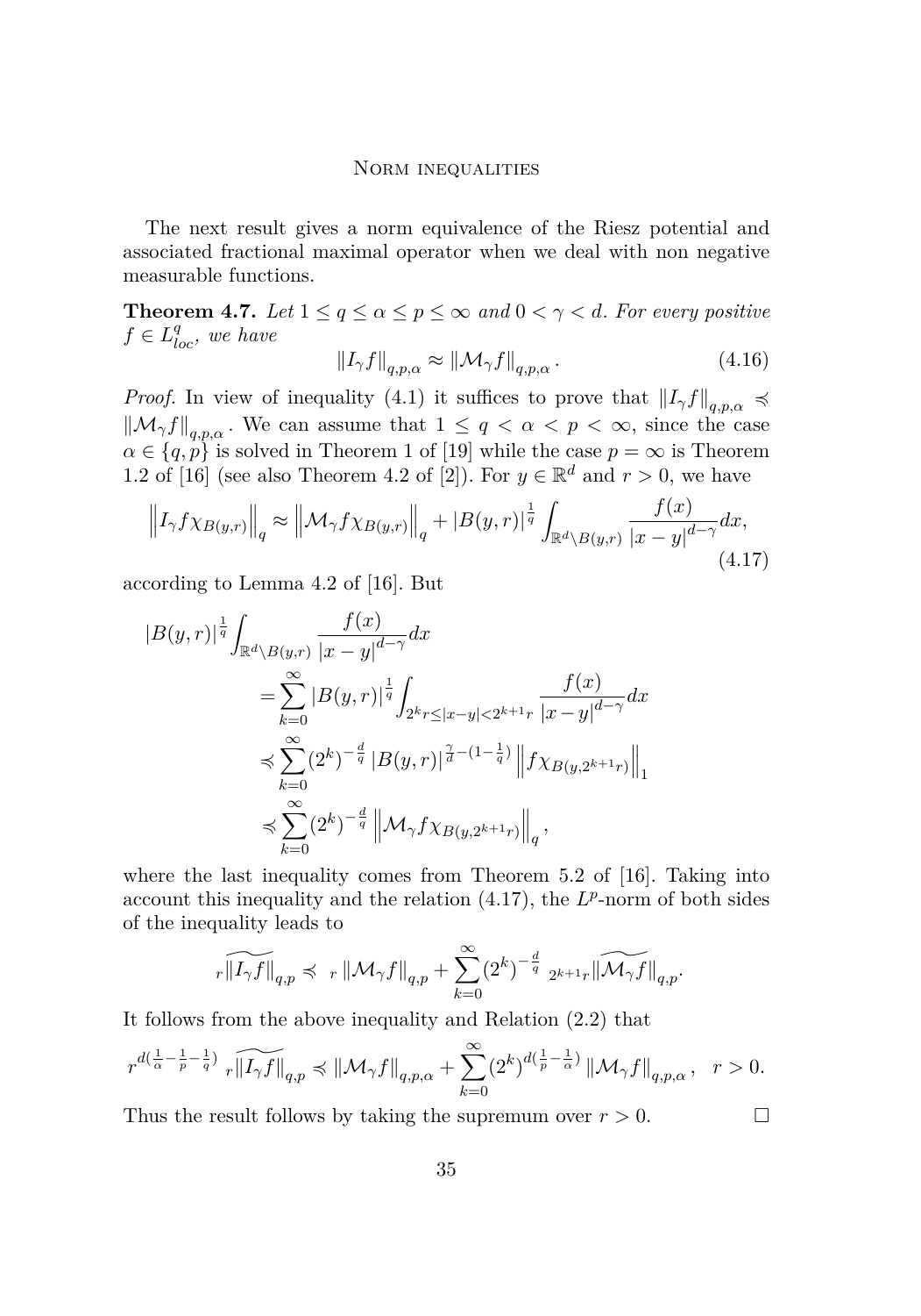The next result gives a norm equivalence of the Riesz potential and associated fractional maximal operator when we deal with non negative measurable functions.

**Theorem 4.7.** *Let $1 \le q \le \alpha \le p \le \infty$ and $0 < \gamma < d$. For every positive $f \in L^q_{loc}$, we have*

$$\|I_\gamma f\|_{q,p,\alpha} \approx \|\mathcal{M}_\gamma f\|_{q,p,\alpha}. \tag{4.16}$$

*Proof.* In view of inequality (4.1) it suffices to prove that $\|I_\gamma f\|_{q,p,\alpha} \preccurlyeq \|\mathcal{M}_\gamma f\|_{q,p,\alpha}$. We can assume that $1 \le q < \alpha < p < \infty$, since the case $\alpha \in \{q, p\}$ is solved in Theorem 1 of [19] while the case $p = \infty$ is Theorem 1.2 of [16] (see also Theorem 4.2 of [2]). For $y \in \mathbb{R}^d$ and $r > 0$, we have

$$\left\|I_\gamma f\chi_{B(y,r)}\right\|_q \approx \left\|\mathcal{M}_\gamma f\chi_{B(y,r)}\right\|_q + |B(y,r)|^{\frac{1}{q}} \int_{\mathbb{R}^d \setminus B(y,r)} \frac{f(x)}{|x-y|^{d-\gamma}} dx, \tag{4.17}$$

according to Lemma 4.2 of [16]. But

$$\begin{aligned}
|B(y,r)|^{\frac{1}{q}} &\int_{\mathbb{R}^d \setminus B(y,r)} \frac{f(x)}{|x-y|^{d-\gamma}} dx \\
&= \sum_{k=0}^{\infty} |B(y,r)|^{\frac{1}{q}} \int_{2^k r \le |x-y| < 2^{k+1} r} \frac{f(x)}{|x-y|^{d-\gamma}} dx \\
&\preccurlyeq \sum_{k=0}^{\infty} (2^k)^{-\frac{d}{q}} |B(y,r)|^{\frac{\gamma}{d} - (1-\frac{1}{q})} \left\|f\chi_{B(y,2^{k+1}r)}\right\|_1 \\
&\preccurlyeq \sum_{k=0}^{\infty} (2^k)^{-\frac{d}{q}} \left\|\mathcal{M}_\gamma f\chi_{B(y,2^{k+1}r)}\right\|_q,
\end{aligned}$$

where the last inequality comes from Theorem 5.2 of [16]. Taking into account this inequality and the relation (4.17), the $L^p$-norm of both sides of the inequality leads to

$$ {}_r\widetilde{\|I_\gamma f\|}_{q,p} \preccurlyeq {}_r\|\mathcal{M}_\gamma f\|_{q,p} + \sum_{k=0}^{\infty} (2^k)^{-\frac{d}{q}} {}_{2^{k+1}r}\widetilde{\|\mathcal{M}_\gamma f\|}_{q,p}.$$

It follows from the above inequality and Relation (2.2) that

$$r^{d(\frac{1}{\alpha} - \frac{1}{p} - \frac{1}{q})} {}_r\widetilde{\|I_\gamma f\|}_{q,p} \preccurlyeq \|\mathcal{M}_\gamma f\|_{q,p,\alpha} + \sum_{k=0}^{\infty} (2^k)^{d(\frac{1}{p} - \frac{1}{\alpha})} \|\mathcal{M}_\gamma f\|_{q,p,\alpha}, \quad r > 0.$$

Thus the result follows by taking the supremum over $r > 0$. $\square$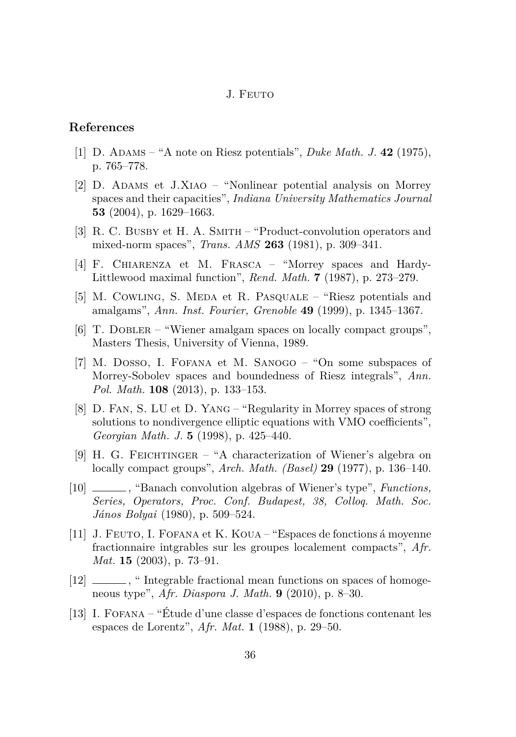## References

[1] D. Adams – "A note on Riesz potentials", *Duke Math. J.* **42** (1975), p. 765–778.

[2] D. Adams et J.Xiao – "Nonlinear potential analysis on Morrey spaces and their capacities", *Indiana University Mathematics Journal* **53** (2004), p. 1629–1663.

[3] R. C. Busby et H. A. Smith – "Product-convolution operators and mixed-norm spaces", *Trans. AMS* **263** (1981), p. 309–341.

[4] F. Chiarenza et M. Frasca – "Morrey spaces and Hardy-Littlewood maximal function", *Rend. Math.* **7** (1987), p. 273–279.

[5] M. Cowling, S. Meda et R. Pasquale – "Riesz potentials and amalgams", *Ann. Inst. Fourier, Grenoble* **49** (1999), p. 1345–1367.

[6] T. Dobler – "Wiener amalgam spaces on locally compact groups", Masters Thesis, University of Vienna, 1989.

[7] M. Dosso, I. Fofana et M. Sanogo – "On some subspaces of Morrey-Sobolev spaces and boundedness of Riesz integrals", *Ann. Pol. Math.* **108** (2013), p. 133–153.

[8] D. Fan, S. LU et D. Yang – "Regularity in Morrey spaces of strong solutions to nondivergence elliptic equations with VMO coefficients", *Georgian Math. J.* **5** (1998), p. 425–440.

[9] H. G. Feichtinger – "A characterization of Wiener's algebra on locally compact groups", *Arch. Math. (Basel)* **29** (1977), p. 136–140.

[10] ______, "Banach convolution algebras of Wiener's type", *Functions, Series, Operators, Proc. Conf. Budapest, 38, Colloq. Math. Soc. János Bolyai* (1980), p. 509–524.

[11] J. Feuto, I. Fofana et K. Koua – "Espaces de fonctions á moyenne fractionnaire intgrables sur les groupes localement compacts", *Afr. Mat.* **15** (2003), p. 73–91.

[12] ______, " Integrable fractional mean functions on spaces of homogeneous type", *Afr. Diaspora J. Math.* **9** (2010), p. 8–30.

[13] I. Fofana – "Étude d'une classe d'espaces de fonctions contenant les espaces de Lorentz", *Afr. Mat.* **1** (1988), p. 29–50.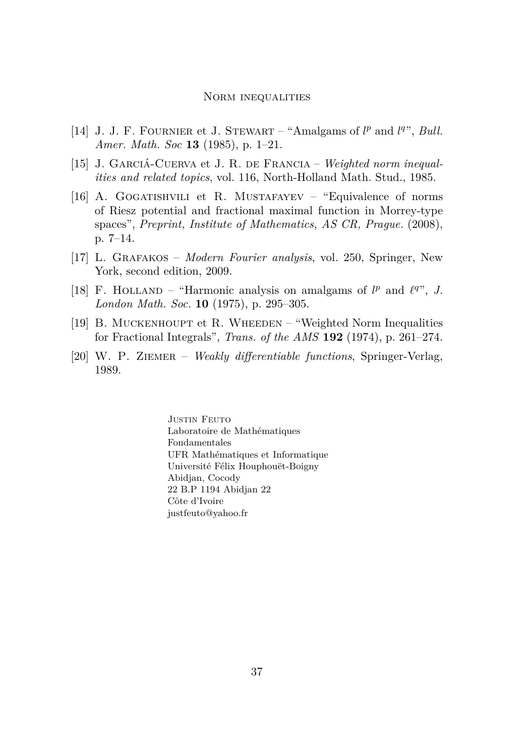[14] J. J. F. Fournier et J. Stewart – "Amalgams of $l^p$ and $l^q$", *Bull. Amer. Math. Soc* **13** (1985), p. 1–21.

[15] J. Garciá-Cuerva et J. R. de Francia – *Weighted norm inequalities and related topics*, vol. 116, North-Holland Math. Stud., 1985.

[16] A. Gogatishvili et R. Mustafayev – "Equivalence of norms of Riesz potential and fractional maximal function in Morrey-type spaces", *Preprint, Institute of Mathematics, AS CR, Prague.* (2008), p. 7–14.

[17] L. Grafakos – *Modern Fourier analysis*, vol. 250, Springer, New York, second edition, 2009.

[18] F. Holland – "Harmonic analysis on amalgams of $l^p$ and $\ell^q$", *J. London Math. Soc.* **10** (1975), p. 295–305.

[19] B. Muckenhoupt et R. Wheeden – "Weighted Norm Inequalities for Fractional Integrals", *Trans. of the AMS* **192** (1974), p. 261–274.

[20] W. P. Ziemer – *Weakly differentiable functions*, Springer-Verlag, 1989.

Justin Feuto
Laboratoire de Mathématiques
Fondamentales
UFR Mathématiques et Informatique
Université Félix Houphouët-Boigny
Abidjan, Cocody
22 B.P 1194 Abidjan 22
Côte d'Ivoire
justfeuto@yahoo.fr